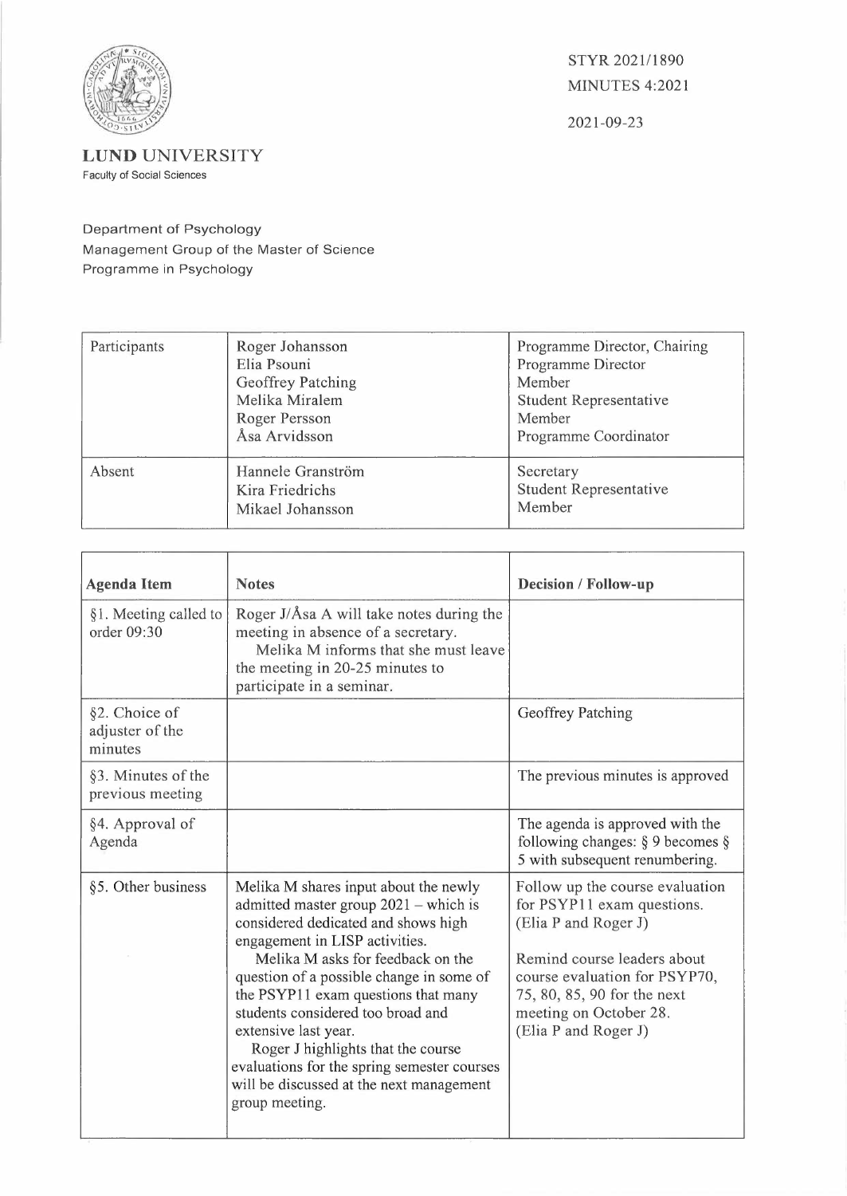STYR 2021/1890
MINUTES 4:2021

2021-09-23

**LUND UNIVERSITY**
Faculty of Social Sciences

Department of Psychology
Management Group of the Master of Science Programme in Psychology

| | | |
|---|---|---|
| Participants | Roger Johansson<br>Elia Psouni<br>Geoffrey Patching<br>Melika Miralem<br>Roger Persson<br>Åsa Arvidsson | Programme Director, Chairing<br>Programme Director<br>Member<br>Student Representative<br>Member<br>Programme Coordinator |
| Absent | Hannele Granström<br>Kira Friedrichs<br>Mikael Johansson | Secretary<br>Student Representative<br>Member |

| Agenda Item | Notes | Decision / Follow-up |
|---|---|---|
| §1. Meeting called to order 09:30 | Roger J/Åsa A will take notes during the meeting in absence of a secretary.<br>Melika M informs that she must leave the meeting in 20-25 minutes to participate in a seminar. | |
| §2. Choice of adjuster of the minutes | | Geoffrey Patching |
| §3. Minutes of the previous meeting | | The previous minutes is approved |
| §4. Approval of Agenda | | The agenda is approved with the following changes: § 9 becomes § 5 with subsequent renumbering. |
| §5. Other business | Melika M shares input about the newly admitted master group 2021 – which is considered dedicated and shows high engagement in LISP activities.<br>Melika M asks for feedback on the question of a possible change in some of the PSYP11 exam questions that many students considered too broad and extensive last year.<br>Roger J highlights that the course evaluations for the spring semester courses will be discussed at the next management group meeting. | Follow up the course evaluation for PSYP11 exam questions. (Elia P and Roger J)<br><br>Remind course leaders about course evaluation for PSYP70, 75, 80, 85, 90 for the next meeting on October 28. (Elia P and Roger J) |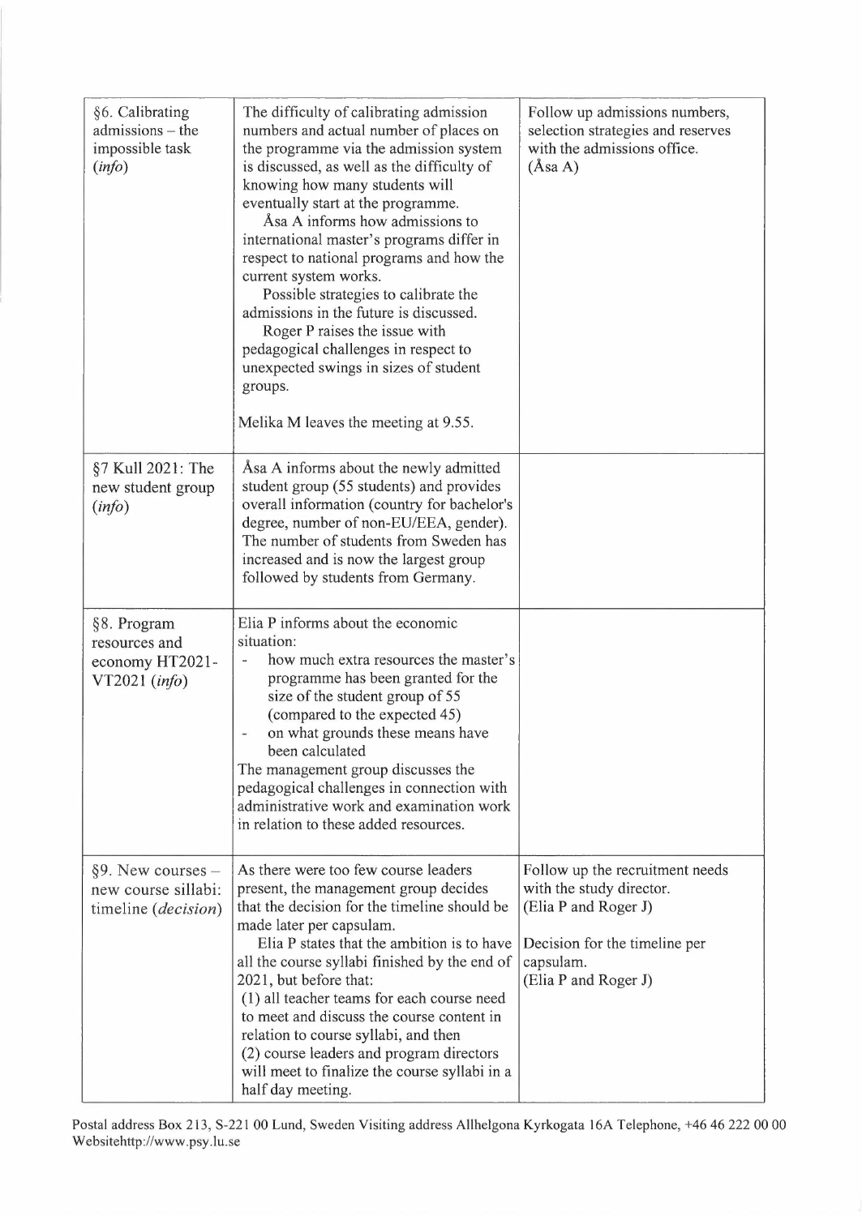| | | |
|---|---|---|
| §6. Calibrating admissions – the impossible task (*info*) | The difficulty of calibrating admission numbers and actual number of places on the programme via the admission system is discussed, as well as the difficulty of knowing how many students will eventually start at the programme.<br>Åsa A informs how admissions to international master's programs differ in respect to national programs and how the current system works.<br>Possible strategies to calibrate the admissions in the future is discussed.<br>Roger P raises the issue with pedagogical challenges in respect to unexpected swings in sizes of student groups.<br><br>Melika M leaves the meeting at 9.55. | Follow up admissions numbers, selection strategies and reserves with the admissions office.<br>(Åsa A) |
| §7 Kull 2021: The new student group (*info*) | Åsa A informs about the newly admitted student group (55 students) and provides overall information (country for bachelor's degree, number of non-EU/EEA, gender). The number of students from Sweden has increased and is now the largest group followed by students from Germany. | |
| §8. Program resources and economy HT2021-VT2021 (*info*) | Elia P informs about the economic situation:<br>- how much extra resources the master's programme has been granted for the size of the student group of 55 (compared to the expected 45)<br>- on what grounds these means have been calculated<br>The management group discusses the pedagogical challenges in connection with administrative work and examination work in relation to these added resources. | |
| §9. New courses – new course sillabi: timeline (*decision*) | As there were too few course leaders present, the management group decides that the decision for the timeline should be made later per capsulam.<br>Elia P states that the ambition is to have all the course syllabi finished by the end of 2021, but before that:<br>(1) all teacher teams for each course need to meet and discuss the course content in relation to course syllabi, and then<br>(2) course leaders and program directors will meet to finalize the course syllabi in a half day meeting. | Follow up the recruitment needs with the study director.<br>(Elia P and Roger J)<br><br>Decision for the timeline per capsulam.<br>(Elia P and Roger J) |

Postal address Box 213, S-221 00 Lund, Sweden Visiting address Allhelgona Kyrkogata 16A Telephone, +46 46 222 00 00 Websitehttp://www.psy.lu.se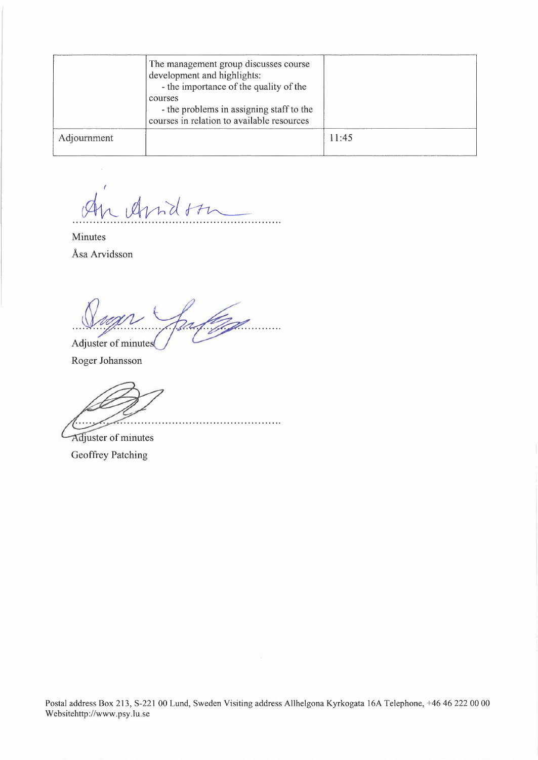| | | |
|---|---|---|
| | The management group discusses course development and highlights:<br>- the importance of the quality of the courses<br>- the problems in assigning staff to the courses in relation to available resources | |
| Adjournment | | 11:45 |

..............................................................

Minutes

Åsa Arvidsson

..............................................................

Adjuster of minutes

Roger Johansson

..............................................................

Adjuster of minutes

Geoffrey Patching

Postal address Box 213, S-221 00 Lund, Sweden Visiting address Allhelgona Kyrkogata 16A Telephone, +46 46 222 00 00 Websitehttp://www.psy.lu.se